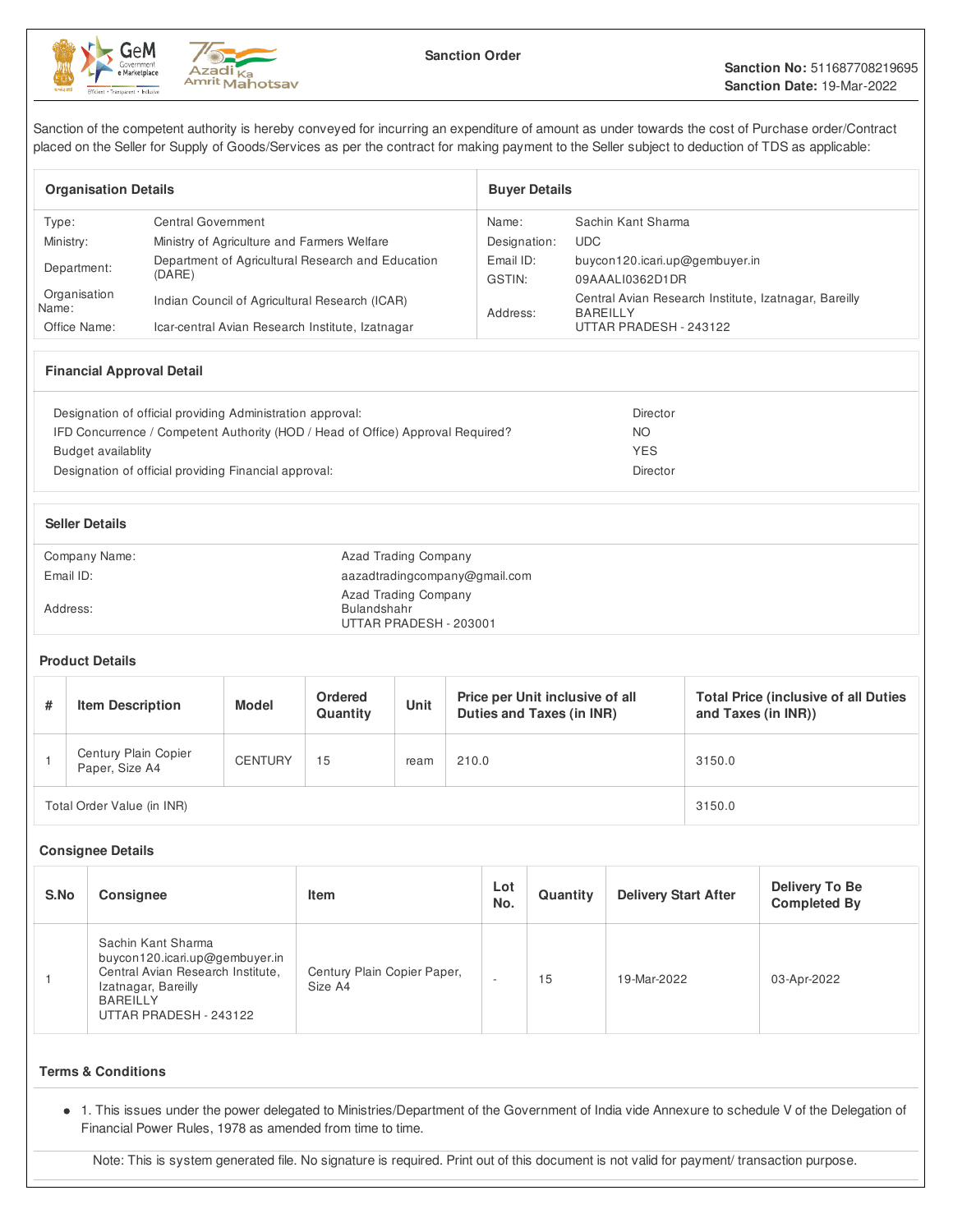# Sanction Order

**Sanction No:** 511687708219695
**Sanction Date:** 19-Mar-2022

Sanction of the competent authority is hereby conveyed for incurring an expenditure of amount as under towards the cost of Purchase order/Contract placed on the Seller for Supply of Goods/Services as per the contract for making payment to the Seller subject to deduction of TDS as applicable:

| Organisation Details | | Buyer Details | |
|---|---|---|---|
| Type: | Central Government | Name: | Sachin Kant Sharma |
| Ministry: | Ministry of Agriculture and Farmers Welfare | Designation: | UDC |
| Department: | Department of Agricultural Research and Education (DARE) | Email ID: | buycon120.icari.up@gembuyer.in |
| Organisation Name: | Indian Council of Agricultural Research (ICAR) | GSTIN: | 09AAALI0362D1DR |
| Office Name: | Icar-central Avian Research Institute, Izatnagar | Address: | Central Avian Research Institute, Izatnagar, Bareilly BAREILLY UTTAR PRADESH - 243122 |

## Financial Approval Detail

| | |
|---|---|
| Designation of official providing Administration approval: | Director |
| IFD Concurrence / Competent Authority (HOD / Head of Office) Approval Required? | NO |
| Budget availablity | YES |
| Designation of official providing Financial approval: | Director |

## Seller Details

| | |
|---|---|
| Company Name: | Azad Trading Company |
| Email ID: | aazadtradingcompany@gmail.com |
| Address: | Azad Trading Company Bulandshahr UTTAR PRADESH - 203001 |

## Product Details

| # | Item Description | Model | Ordered Quantity | Unit | Price per Unit inclusive of all Duties and Taxes (in INR) | Total Price (inclusive of all Duties and Taxes (in INR)) |
|---|---|---|---|---|---|---|
| 1 | Century Plain Copier Paper, Size A4 | CENTURY | 15 | ream | 210.0 | 3150.0 |
| Total Order Value (in INR) | | | | | | 3150.0 |

## Consignee Details

| S.No | Consignee | Item | Lot No. | Quantity | Delivery Start After | Delivery To Be Completed By |
|---|---|---|---|---|---|---|
| 1 | Sachin Kant Sharma buycon120.icari.up@gembuyer.in Central Avian Research Institute, Izatnagar, Bareilly BAREILLY UTTAR PRADESH - 243122 | Century Plain Copier Paper, Size A4 | - | 15 | 19-Mar-2022 | 03-Apr-2022 |

## Terms & Conditions

- 1. This issues under the power delegated to Ministries/Department of the Government of India vide Annexure to schedule V of the Delegation of Financial Power Rules, 1978 as amended from time to time.

Note: This is system generated file. No signature is required. Print out of this document is not valid for payment/ transaction purpose.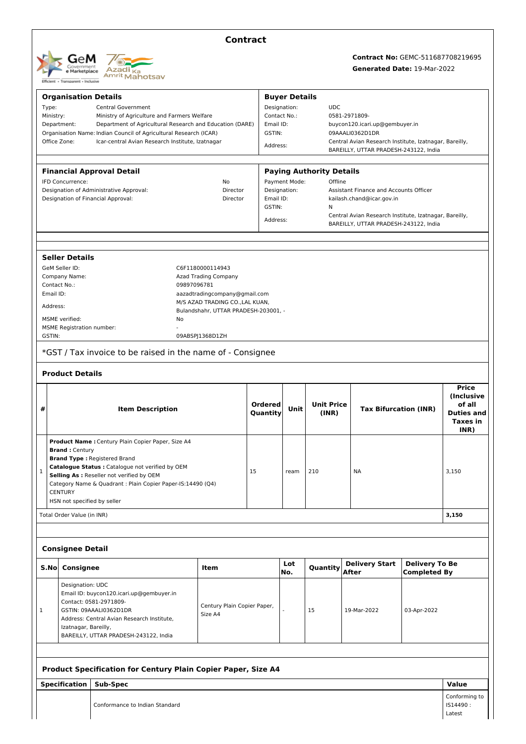# Contract

**Contract No:** GEMC-511687708219695

**Generated Date:** 19-Mar-2022

| **Organisation Details** | | **Buyer Details** | |
|---|---|---|---|
| Type: | Central Government | Designation: | UDC |
| Ministry: | Ministry of Agriculture and Farmers Welfare | Contact No.: | 0581-2971809- |
| Department: | Department of Agricultural Research and Education (DARE) | Email ID: | buycon120.icari.up@gembuyer.in |
| Organisation Name: | Indian Council of Agricultural Research (ICAR) | GSTIN: | 09AAALI0362D1DR |
| Office Zone: | Icar-central Avian Research Institute, Izatnagar | Address: | Central Avian Research Institute, Izatnagar, Bareilly, BAREILLY, UTTAR PRADESH-243122, India |

| **Financial Approval Detail** | | **Paying Authority Details** | |
|---|---|---|---|
| IFD Concurrence: | No | Payment Mode: | Offline |
| Designation of Administrative Approval: | Director | Designation: | Assistant Finance and Accounts Officer |
| Designation of Financial Approval: | Director | Email ID: | kailash.chand@icar.gov.in |
| | | GSTIN: | N |
| | | Address: | Central Avian Research Institute, Izatnagar, Bareilly, BAREILLY, UTTAR PRADESH-243122, India |

### Seller Details

| | |
|---|---|
| GeM Seller ID: | C6F1180000114943 |
| Company Name: | Azad Trading Company |
| Contact No.: | 09897096781 |
| Email ID: | aazadtradingcompany@gmail.com |
| Address: | M/S AZAD TRADING CO.,LAL KUAN, Bulandshahr, UTTAR PRADESH-203001, - |
| MSME verified: | No |
| MSME Registration number: | - |
| GSTIN: | 09ABSPJ1368D1ZH |

*GST / Tax invoice to be raised in the name of - Consignee

### Product Details

| # | Item Description | Ordered Quantity | Unit | Unit Price (INR) | Tax Bifurcation (INR) | Price (Inclusive of all Duties and Taxes in INR) |
|---|---|---|---|---|---|---|
| 1 | **Product Name :** Century Plain Copier Paper, Size A4<br>**Brand :** Century<br>**Brand Type :** Registered Brand<br>**Catalogue Status :** Catalogue not verified by OEM<br>**Selling As :** Reseller not verified by OEM<br>Category Name & Quadrant : Plain Copier Paper-IS:14490 (Q4)<br>CENTURY<br>HSN not specified by seller | 15 | ream | 210 | NA | 3,150 |
| Total Order Value (in INR) | | | | | | **3,150** |

### Consignee Detail

| S.No | Consignee | Item | Lot No. | Quantity | Delivery Start After | Delivery To Be Completed By |
|---|---|---|---|---|---|---|
| 1 | Designation: UDC<br>Email ID: buycon120.icari.up@gembuyer.in<br>Contact: 0581-2971809-<br>GSTIN: 09AAALI0362D1DR<br>Address: Central Avian Research Institute, Izatnagar, Bareilly, BAREILLY, UTTAR PRADESH-243122, India | Century Plain Copier Paper, Size A4 | - | 15 | 19-Mar-2022 | 03-Apr-2022 |

### Product Specification for Century Plain Copier Paper, Size A4

| Specification | Sub-Spec | Value |
|---|---|---|
| | Conformance to Indian Standard | Conforming to IS14490 : Latest |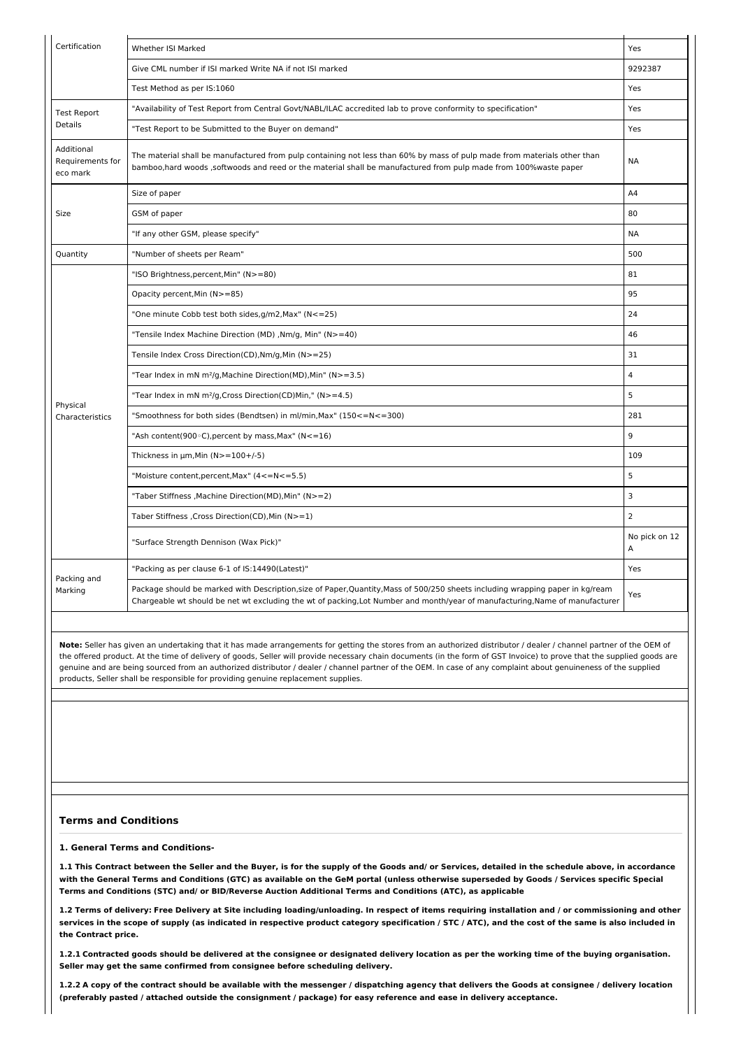| | | |
|---|---|---|
| Certification | Whether ISI Marked | Yes |
| | Give CML number if ISI marked Write NA if not ISI marked | 9292387 |
| | Test Method as per IS:1060 | Yes |
| Test Report Details | "Availability of Test Report from Central Govt/NABL/ILAC accredited lab to prove conformity to specification" | Yes |
| | "Test Report to be Submitted to the Buyer on demand" | Yes |
| Additional Requirements for eco mark | The material shall be manufactured from pulp containing not less than 60% by mass of pulp made from materials other than bamboo,hard woods ,softwoods and reed or the material shall be manufactured from pulp made from 100%waste paper | NA |
| Size | Size of paper | A4 |
| | GSM of paper | 80 |
| | "If any other GSM, please specify" | NA |
| Quantity | "Number of sheets per Ream" | 500 |
| Physical Characteristics | "ISO Brightness,percent,Min" (N>=80) | 81 |
| | Opacity percent,Min (N>=85) | 95 |
| | "One minute Cobb test both sides,g/m2,Max" (N<=25) | 24 |
| | "Tensile Index Machine Direction (MD) ,Nm/g, Min" (N>=40) | 46 |
| | Tensile Index Cross Direction(CD),Nm/g,Min (N>=25) | 31 |
| | "Tear Index in mN m²/g,Machine Direction(MD),Min" (N>=3.5) | 4 |
| | "Tear Index in mN m²/g,Cross Direction(CD)Min," (N>=4.5) | 5 |
| | "Smoothness for both sides (Bendtsen) in ml/min,Max" (150<=N<=300) | 281 |
| | "Ash content(900◦C),percent by mass,Max" (N<=16) | 9 |
| | Thickness in µm,Min (N>=100+/-5) | 109 |
| | "Moisture content,percent,Max" (4<=N<=5.5) | 5 |
| | "Taber Stiffness ,Machine Direction(MD),Min" (N>=2) | 3 |
| | Taber Stiffness ,Cross Direction(CD),Min (N>=1) | 2 |
| | "Surface Strength Dennison (Wax Pick)" | No pick on 12 A |
| Packing and Marking | "Packing as per clause 6-1 of IS:14490(Latest)" | Yes |
| | Package should be marked with Description,size of Paper,Quantity,Mass of 500/250 sheets including wrapping paper in kg/ream Chargeable wt should be net wt excluding the wt of packing,Lot Number and month/year of manufacturing,Name of manufacturer | Yes |

**Note:** Seller has given an undertaking that it has made arrangements for getting the stores from an authorized distributor / dealer / channel partner of the OEM of the offered product. At the time of delivery of goods, Seller will provide necessary chain documents (in the form of GST Invoice) to prove that the supplied goods are genuine and are being sourced from an authorized distributor / dealer / channel partner of the OEM. In case of any complaint about genuineness of the supplied products, Seller shall be responsible for providing genuine replacement supplies.

## Terms and Conditions

**1. General Terms and Conditions-**

**1.1 This Contract between the Seller and the Buyer, is for the supply of the Goods and/ or Services, detailed in the schedule above, in accordance with the General Terms and Conditions (GTC) as available on the GeM portal (unless otherwise superseded by Goods / Services specific Special Terms and Conditions (STC) and/ or BID/Reverse Auction Additional Terms and Conditions (ATC), as applicable**

**1.2 Terms of delivery: Free Delivery at Site including loading/unloading. In respect of items requiring installation and / or commissioning and other services in the scope of supply (as indicated in respective product category specification / STC / ATC), and the cost of the same is also included in the Contract price.**

**1.2.1 Contracted goods should be delivered at the consignee or designated delivery location as per the working time of the buying organisation. Seller may get the same confirmed from consignee before scheduling delivery.**

**1.2.2 A copy of the contract should be available with the messenger / dispatching agency that delivers the Goods at consignee / delivery location (preferably pasted / attached outside the consignment / package) for easy reference and ease in delivery acceptance.**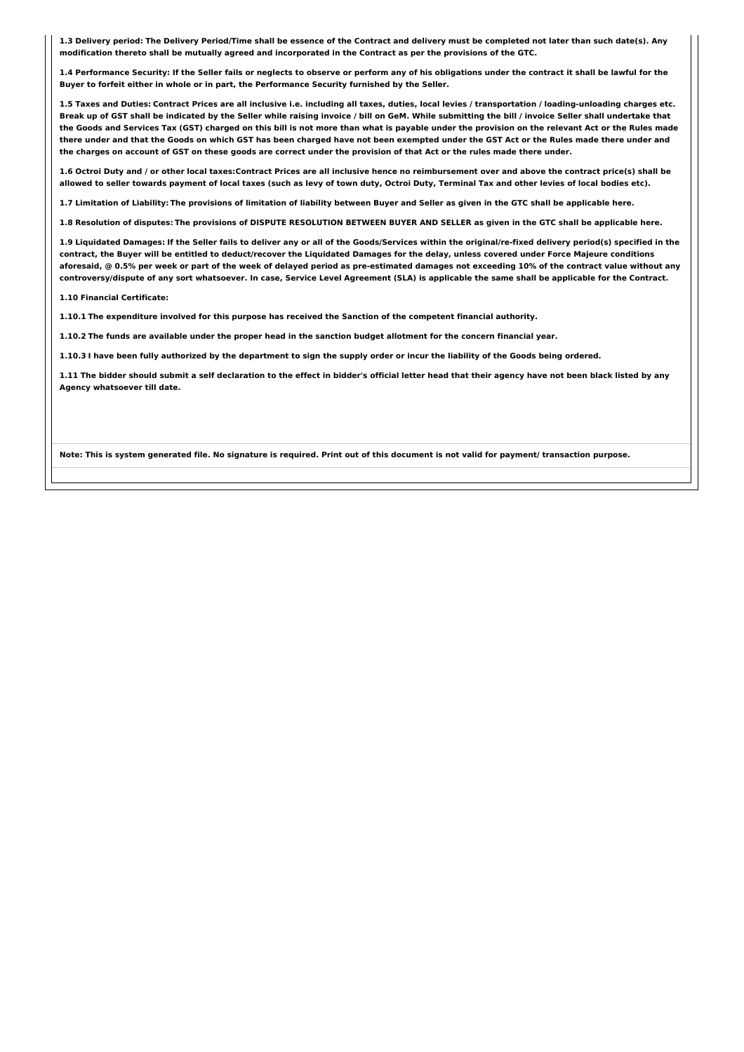**1.3 Delivery period: The Delivery Period/Time shall be essence of the Contract and delivery must be completed not later than such date(s). Any modification thereto shall be mutually agreed and incorporated in the Contract as per the provisions of the GTC.**

**1.4 Performance Security: If the Seller fails or neglects to observe or perform any of his obligations under the contract it shall be lawful for the Buyer to forfeit either in whole or in part, the Performance Security furnished by the Seller.**

**1.5 Taxes and Duties: Contract Prices are all inclusive i.e. including all taxes, duties, local levies / transportation / loading-unloading charges etc. Break up of GST shall be indicated by the Seller while raising invoice / bill on GeM. While submitting the bill / invoice Seller shall undertake that the Goods and Services Tax (GST) charged on this bill is not more than what is payable under the provision on the relevant Act or the Rules made there under and that the Goods on which GST has been charged have not been exempted under the GST Act or the Rules made there under and the charges on account of GST on these goods are correct under the provision of that Act or the rules made there under.**

**1.6 Octroi Duty and / or other local taxes:Contract Prices are all inclusive hence no reimbursement over and above the contract price(s) shall be allowed to seller towards payment of local taxes (such as levy of town duty, Octroi Duty, Terminal Tax and other levies of local bodies etc).**

**1.7 Limitation of Liability: The provisions of limitation of liability between Buyer and Seller as given in the GTC shall be applicable here.**

**1.8 Resolution of disputes: The provisions of DISPUTE RESOLUTION BETWEEN BUYER AND SELLER as given in the GTC shall be applicable here.**

**1.9 Liquidated Damages: If the Seller fails to deliver any or all of the Goods/Services within the original/re-fixed delivery period(s) specified in the contract, the Buyer will be entitled to deduct/recover the Liquidated Damages for the delay, unless covered under Force Majeure conditions aforesaid, @ 0.5% per week or part of the week of delayed period as pre-estimated damages not exceeding 10% of the contract value without any controversy/dispute of any sort whatsoever. In case, Service Level Agreement (SLA) is applicable the same shall be applicable for the Contract.**

**1.10 Financial Certificate:**

**1.10.1 The expenditure involved for this purpose has received the Sanction of the competent financial authority.**

**1.10.2 The funds are available under the proper head in the sanction budget allotment for the concern financial year.**

**1.10.3 I have been fully authorized by the department to sign the supply order or incur the liability of the Goods being ordered.**

**1.11 The bidder should submit a self declaration to the effect in bidder's official letter head that their agency have not been black listed by any Agency whatsoever till date.**

**Note: This is system generated file. No signature is required. Print out of this document is not valid for payment/ transaction purpose.**